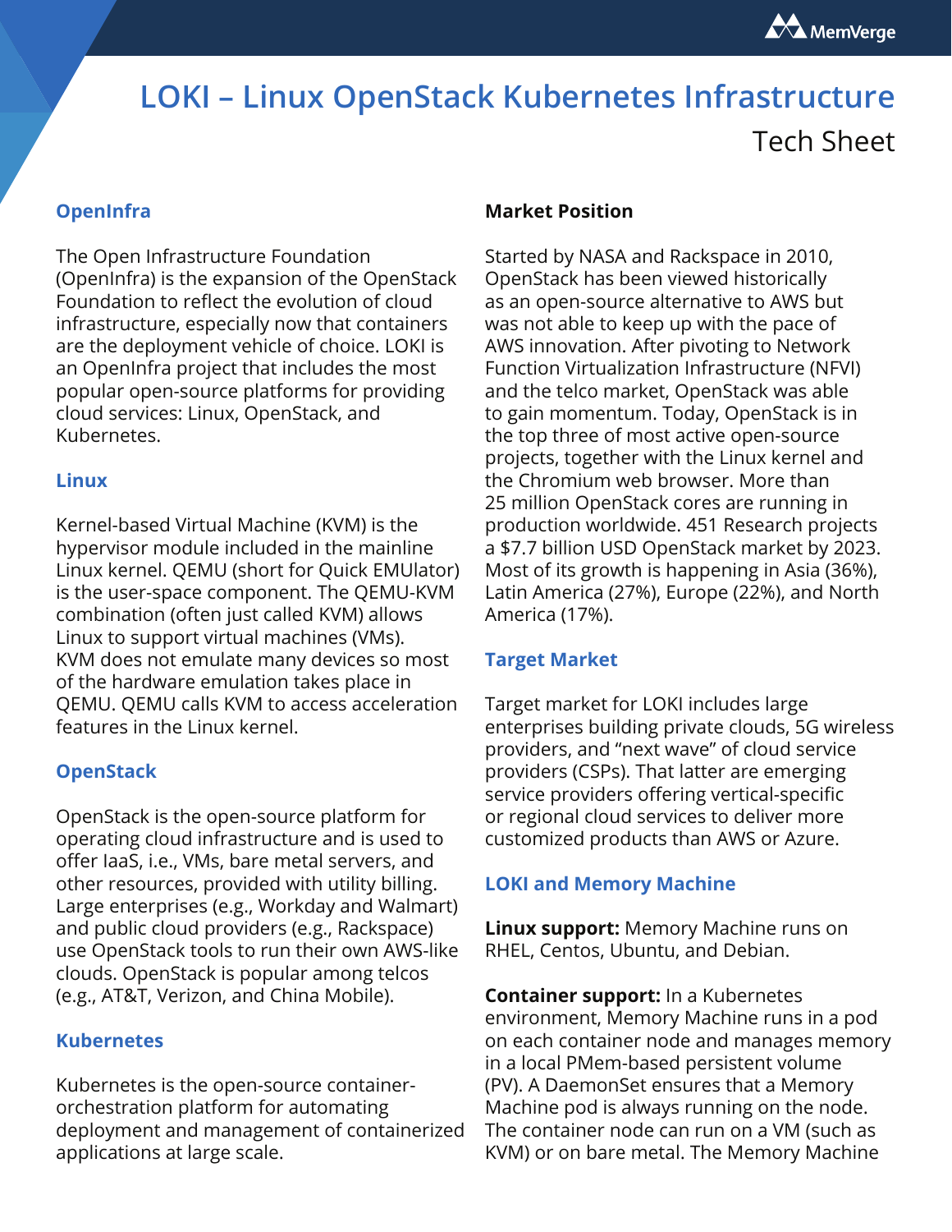# LOKI – Linux OpenStack Kubernetes Infrastructure

Tech Sheet

## OpenInfra

The Open Infrastructure Foundation (OpenInfra) is the expansion of the OpenStack Foundation to reflect the evolution of cloud infrastructure, especially now that containers are the deployment vehicle of choice. LOKI is an OpenInfra project that includes the most popular open-source platforms for providing cloud services: Linux, OpenStack, and Kubernetes.

## Linux

Kernel-based Virtual Machine (KVM) is the hypervisor module included in the mainline Linux kernel. QEMU (short for Quick EMUlator) is the user-space component. The QEMU-KVM combination (often just called KVM) allows Linux to support virtual machines (VMs). KVM does not emulate many devices so most of the hardware emulation takes place in QEMU. QEMU calls KVM to access acceleration features in the Linux kernel.

## OpenStack

OpenStack is the open-source platform for operating cloud infrastructure and is used to offer IaaS, i.e., VMs, bare metal servers, and other resources, provided with utility billing. Large enterprises (e.g., Workday and Walmart) and public cloud providers (e.g., Rackspace) use OpenStack tools to run their own AWS-like clouds. OpenStack is popular among telcos (e.g., AT&T, Verizon, and China Mobile).

## Kubernetes

Kubernetes is the open-source container-orchestration platform for automating deployment and management of containerized applications at large scale.

## Market Position

Started by NASA and Rackspace in 2010, OpenStack has been viewed historically as an open-source alternative to AWS but was not able to keep up with the pace of AWS innovation. After pivoting to Network Function Virtualization Infrastructure (NFVI) and the telco market, OpenStack was able to gain momentum. Today, OpenStack is in the top three of most active open-source projects, together with the Linux kernel and the Chromium web browser. More than 25 million OpenStack cores are running in production worldwide. 451 Research projects a $7.7 billion USD OpenStack market by 2023. Most of its growth is happening in Asia (36%), Latin America (27%), Europe (22%), and North America (17%).

## Target Market

Target market for LOKI includes large enterprises building private clouds, 5G wireless providers, and "next wave" of cloud service providers (CSPs). That latter are emerging service providers offering vertical-specific or regional cloud services to deliver more customized products than AWS or Azure.

## LOKI and Memory Machine

**Linux support:** Memory Machine runs on RHEL, Centos, Ubuntu, and Debian.

**Container support:** In a Kubernetes environment, Memory Machine runs in a pod on each container node and manages memory in a local PMem-based persistent volume (PV). A DaemonSet ensures that a Memory Machine pod is always running on the node. The container node can run on a VM (such as KVM) or on bare metal. The Memory Machine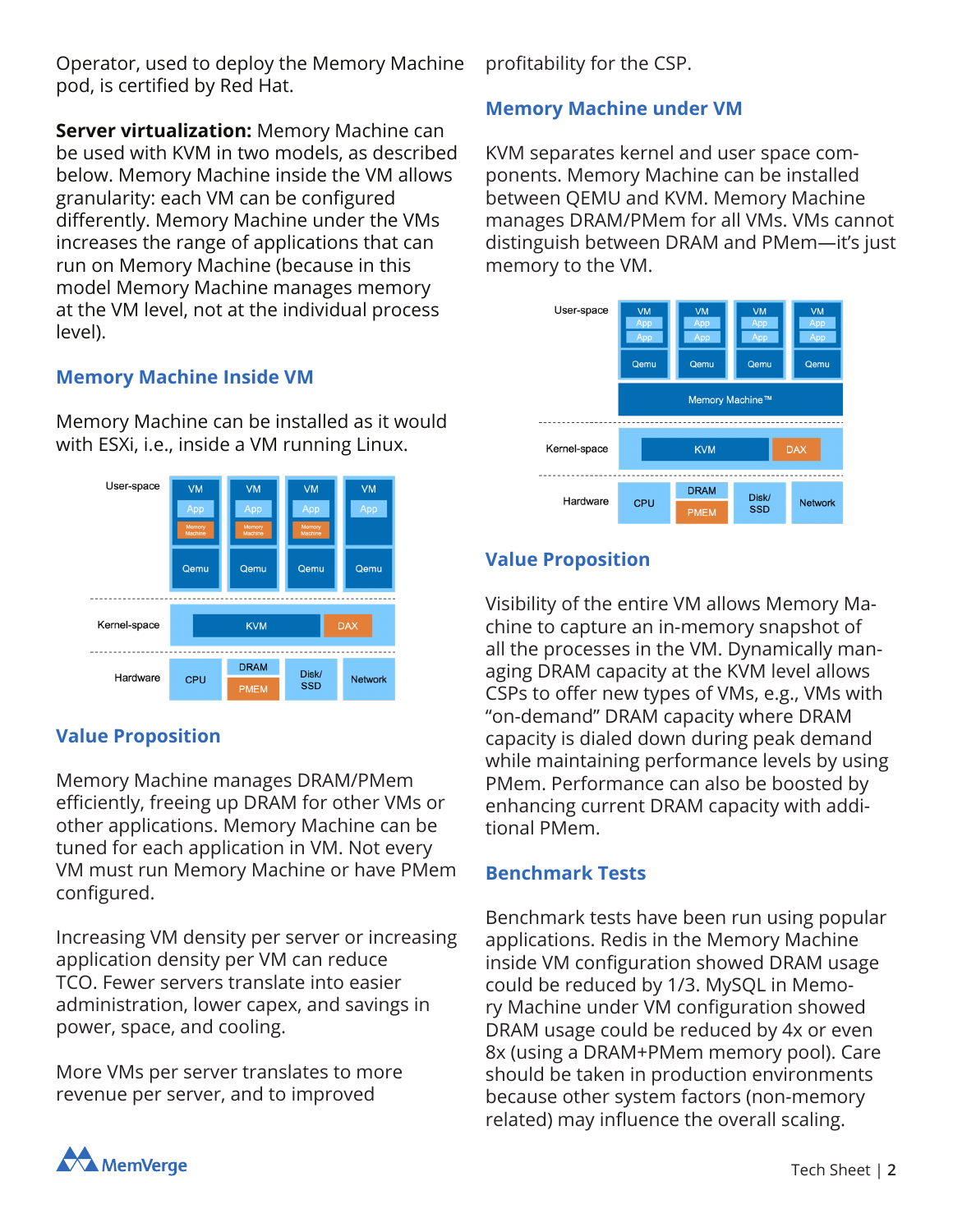Operator, used to deploy the Memory Machine pod, is certified by Red Hat.

**Server virtualization:** Memory Machine can be used with KVM in two models, as described below. Memory Machine inside the VM allows granularity: each VM can be configured differently. Memory Machine under the VMs increases the range of applications that can run on Memory Machine (because in this model Memory Machine manages memory at the VM level, not at the individual process level).

## Memory Machine Inside VM

Memory Machine can be installed as it would with ESXi, i.e., inside a VM running Linux.

User-space
VM
App
Memory Machine
Qemu
Kernel-space
KVM
DAX
Hardware
CPU
DRAM
PMEM
Disk/ SSD
Network

## Value Proposition

Memory Machine manages DRAM/PMem efficiently, freeing up DRAM for other VMs or other applications. Memory Machine can be tuned for each application in VM. Not every VM must run Memory Machine or have PMem configured.

Increasing VM density per server or increasing application density per VM can reduce TCO. Fewer servers translate into easier administration, lower capex, and savings in power, space, and cooling.

More VMs per server translates to more revenue per server, and to improved profitability for the CSP.

## Memory Machine under VM

KVM separates kernel and user space components. Memory Machine can be installed between QEMU and KVM. Memory Machine manages DRAM/PMem for all VMs. VMs cannot distinguish between DRAM and PMem—it's just memory to the VM.

User-space
VM
App
App
Qemu
Memory Machine™
Kernel-space
KVM
DAX
Hardware
CPU
DRAM
PMEM
Disk/ SSD
Network

## Value Proposition

Visibility of the entire VM allows Memory Machine to capture an in-memory snapshot of all the processes in the VM. Dynamically managing DRAM capacity at the KVM level allows CSPs to offer new types of VMs, e.g., VMs with "on-demand" DRAM capacity where DRAM capacity is dialed down during peak demand while maintaining performance levels by using PMem. Performance can also be boosted by enhancing current DRAM capacity with additional PMem.

## Benchmark Tests

Benchmark tests have been run using popular applications. Redis in the Memory Machine inside VM configuration showed DRAM usage could be reduced by 1/3. MySQL in Memory Machine under VM configuration showed DRAM usage could be reduced by 4x or even 8x (using a DRAM+PMem memory pool). Care should be taken in production environments because other system factors (non-memory related) may influence the overall scaling.